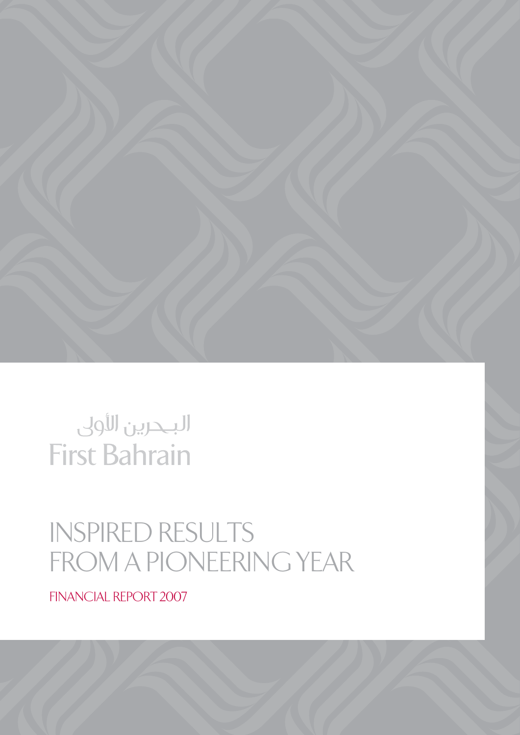البحرين الأولى

First Bahrain

# INSPIRED RESULTS FROM A PIONEERING YEAR

FINANCIAL REPORT 2007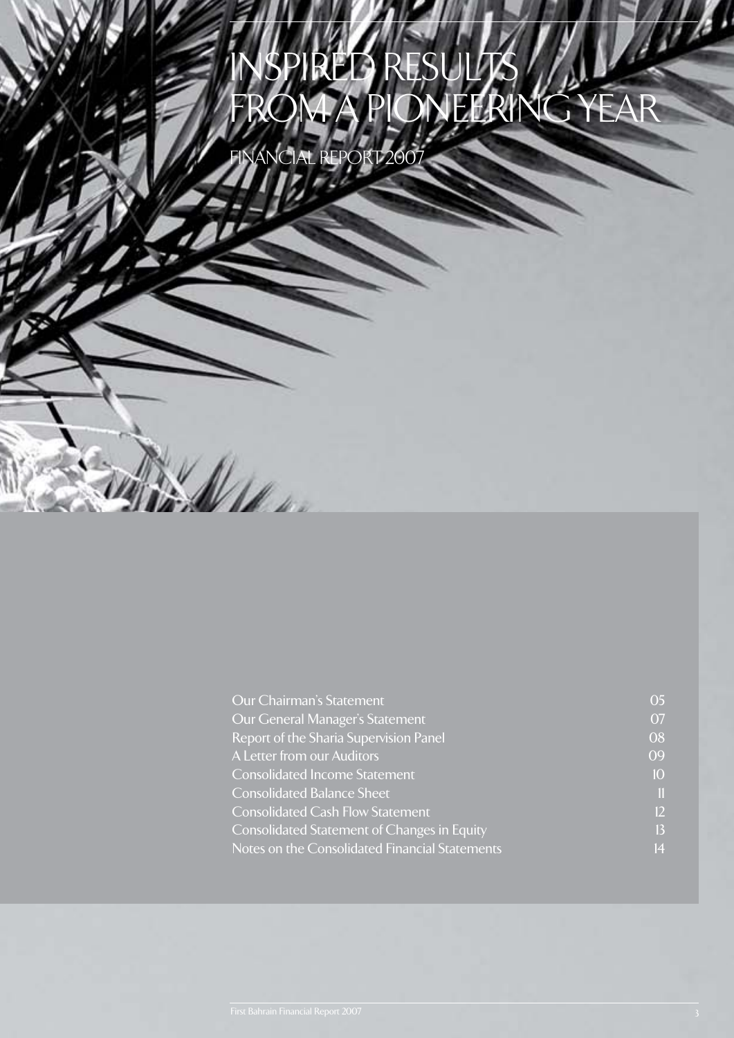# INSPIRED RESULTS FROM A PIONEERING YEAR

FINANCIAL REPORT 2007

| | |
|---|---|
| Our Chairman's Statement | 05 |
| Our General Manager's Statement | 07 |
| Report of the Sharia Supervision Panel | 08 |
| A Letter from our Auditors | 09 |
| Consolidated Income Statement | 10 |
| Consolidated Balance Sheet | 11 |
| Consolidated Cash Flow Statement | 12 |
| Consolidated Statement of Changes in Equity | 13 |
| Notes on the Consolidated Financial Statements | 14 |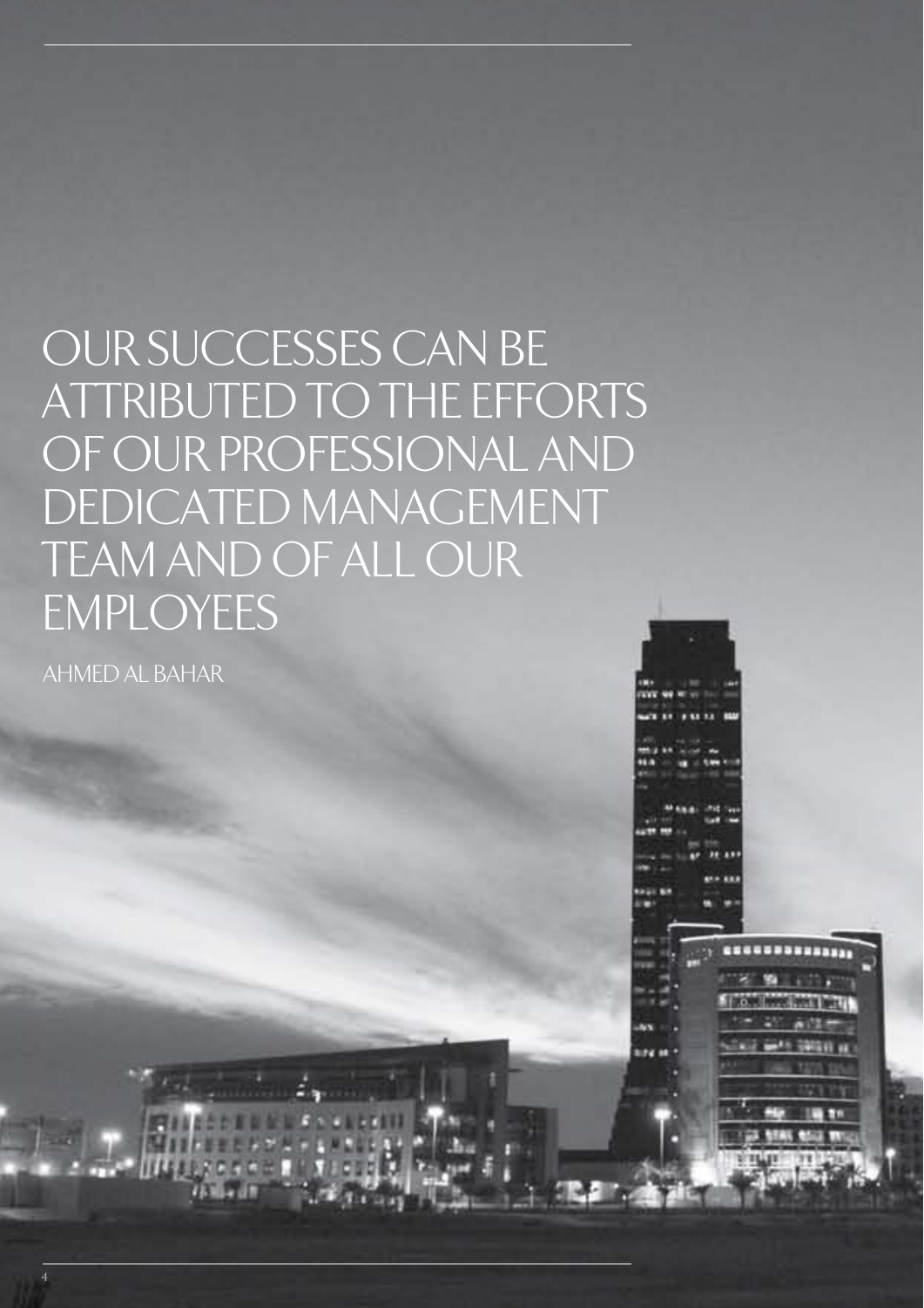# OUR SUCCESSES CAN BE ATTRIBUTED TO THE EFFORTS OF OUR PROFESSIONAL AND DEDICATED MANAGEMENT TEAM AND OF ALL OUR EMPLOYEES

AHMED AL BAHAR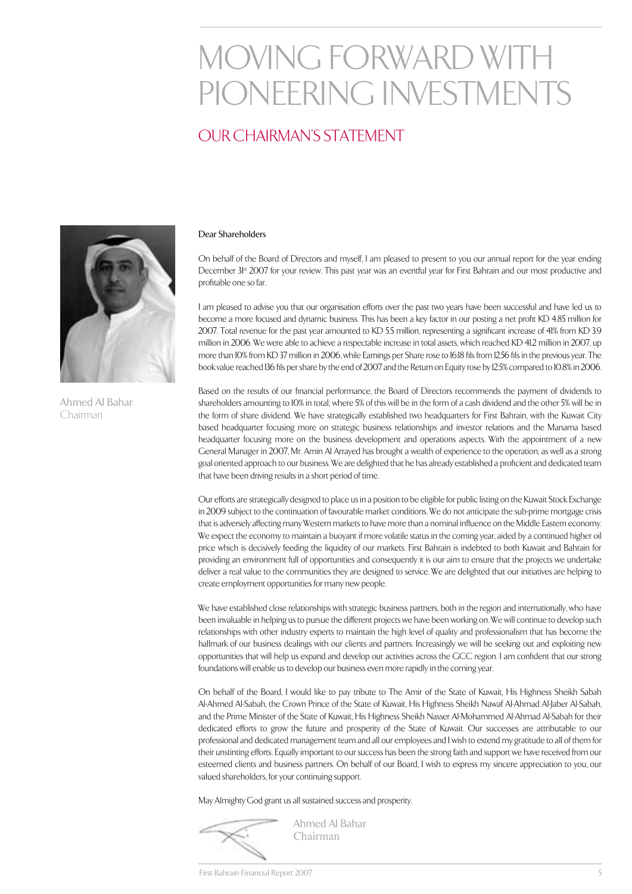# MOVING FORWARD WITH PIONEERING INVESTMENTS

## OUR CHAIRMAN'S STATEMENT

Ahmed Al Bahar
Chairman

Dear Shareholders

On behalf of the Board of Directors and myself, I am pleased to present to you our annual report for the year ending December 31st 2007 for your review. This past year was an eventful year for First Bahrain and our most productive and profitable one so far.

I am pleased to advise you that our organisation efforts over the past two years have been successful and have led us to become a more focused and dynamic business. This has been a key factor in our posting a net profit KD 4.85 million for 2007. Total revenue for the past year amounted to KD 5.5 million, representing a significant increase of 41% from KD 3.9 million in 2006. We were able to achieve a respectable increase in total assets, which reached KD 41.2 million in 2007, up more than 10% from KD 37 million in 2006, while Earnings per Share rose to 16.18 fils from 12.56 fils in the previous year. The book value reached 136 fils per share by the end of 2007 and the Return on Equity rose by 12.5% compared to 10.8% in 2006.

Based on the results of our financial performance, the Board of Directors recommends the payment of dividends to shareholders amounting to 10% in total; where 5% of this will be in the form of a cash dividend and the other 5% will be in the form of share dividend. We have strategically established two headquarters for First Bahrain, with the Kuwait City based headquarter focusing more on strategic business relationships and investor relations and the Manama based headquarter focusing more on the business development and operations aspects. With the appointment of a new General Manager in 2007, Mr. Amin Al Arrayed has brought a wealth of experience to the operation, as well as a strong goal oriented approach to our business. We are delighted that he has already established a proficient and dedicated team that have been driving results in a short period of time.

Our efforts are strategically designed to place us in a position to be eligible for public listing on the Kuwait Stock Exchange in 2009 subject to the continuation of favourable market conditions. We do not anticipate the sub-prime mortgage crisis that is adversely affecting many Western markets to have more than a nominal influence on the Middle Eastern economy. We expect the economy to maintain a buoyant if more volatile status in the coming year, aided by a continued higher oil price which is decisively feeding the liquidity of our markets. First Bahrain is indebted to both Kuwait and Bahrain for providing an environment full of opportunities and consequently it is our aim to ensure that the projects we undertake deliver a real value to the communities they are designed to service. We are delighted that our initiatives are helping to create employment opportunities for many new people.

We have established close relationships with strategic business partners, both in the region and internationally, who have been invaluable in helping us to pursue the different projects we have been working on. We will continue to develop such relationships with other industry experts to maintain the high level of quality and professionalism that has become the hallmark of our business dealings with our clients and partners. Increasingly we will be seeking out and exploiting new opportunities that will help us expand and develop our activities across the GCC region. I am confident that our strong foundations will enable us to develop our business even more rapidly in the coming year.

On behalf of the Board, I would like to pay tribute to The Amir of the State of Kuwait, His Highness Sheikh Sabah Al-Ahmed Al-Sabah, the Crown Prince of the State of Kuwait, His Highness Sheikh Nawaf Al-Ahmad Al-Jaber Al-Sabah, and the Prime Minister of the State of Kuwait, His Highness Sheikh Nasser Al-Mohammed Al-Ahmad Al-Sabah for their dedicated efforts to grow the future and prosperity of the State of Kuwait. Our successes are attributable to our professional and dedicated management team and all our employees and I wish to extend my gratitude to all of them for their unstinting efforts. Equally important to our success has been the strong faith and support we have received from our esteemed clients and business partners. On behalf of our Board, I wish to express my sincere appreciation to you, our valued shareholders, for your continuing support.

May Almighty God grant us all sustained success and prosperity.

Ahmed Al Bahar
Chairman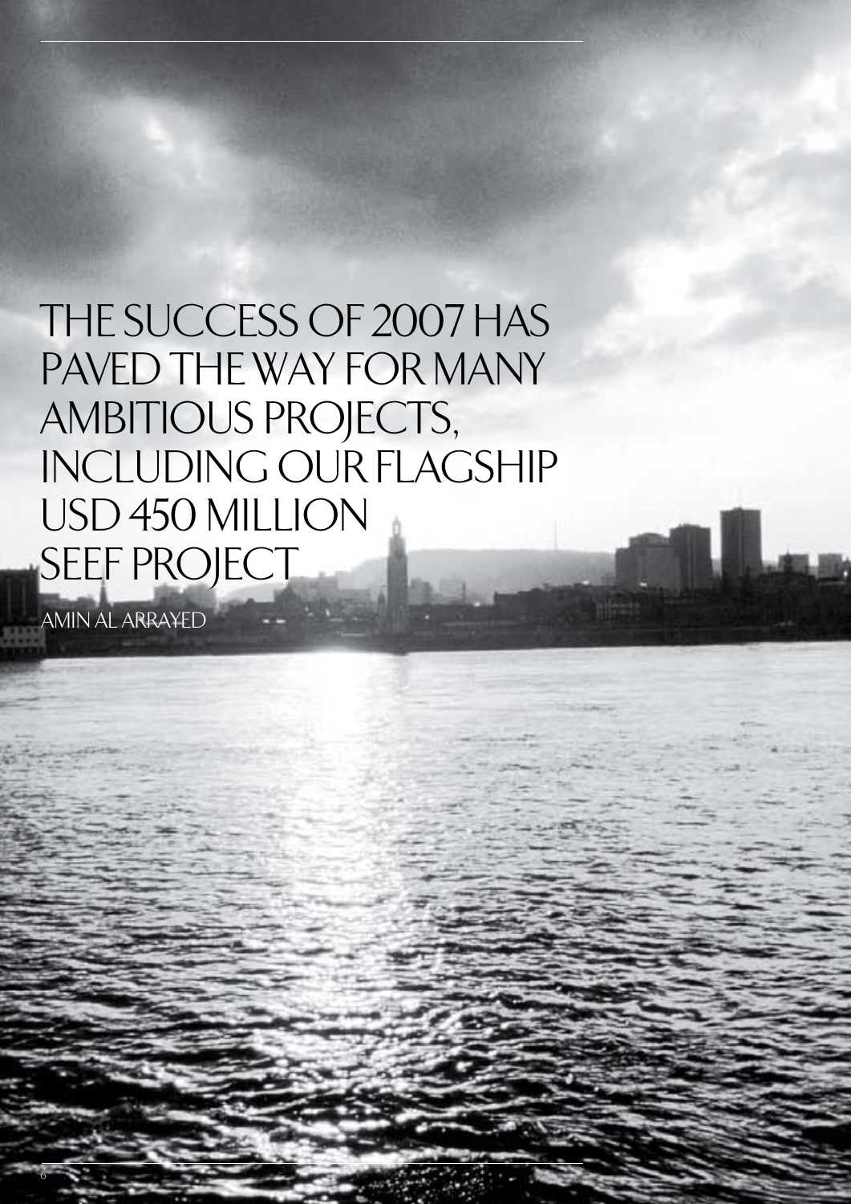# THE SUCCESS OF 2007 HAS PAVED THE WAY FOR MANY AMBITIOUS PROJECTS, INCLUDING OUR FLAGSHIP USD 450 MILLION SEEF PROJECT

AMIN AL ARRAYED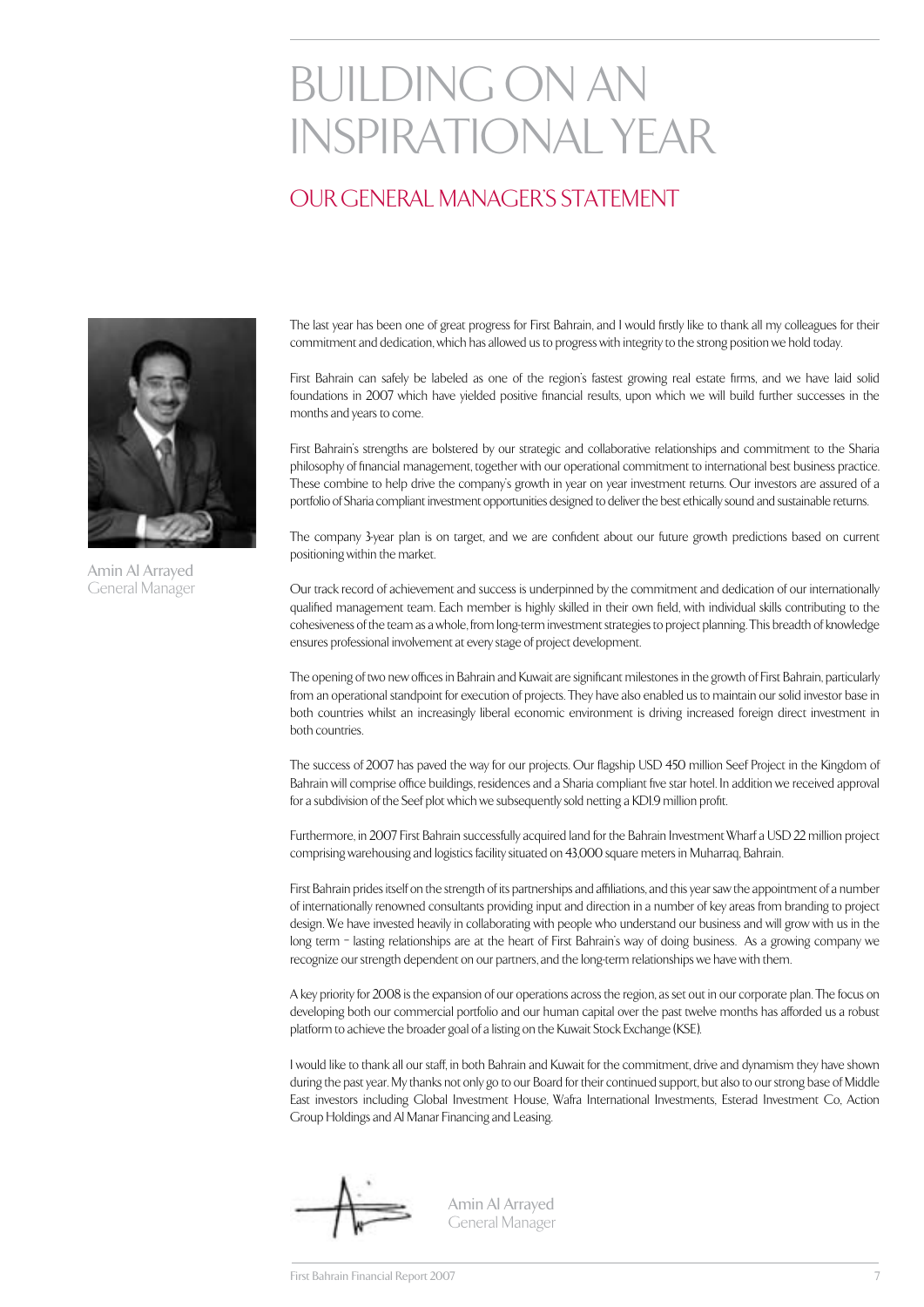# BUILDING ON AN INSPIRATIONAL YEAR

## OUR GENERAL MANAGER'S STATEMENT

Amin Al Arrayed
General Manager

The last year has been one of great progress for First Bahrain, and I would firstly like to thank all my colleagues for their commitment and dedication, which has allowed us to progress with integrity to the strong position we hold today.

First Bahrain can safely be labeled as one of the region's fastest growing real estate firms, and we have laid solid foundations in 2007 which have yielded positive financial results, upon which we will build further successes in the months and years to come.

First Bahrain's strengths are bolstered by our strategic and collaborative relationships and commitment to the Sharia philosophy of financial management, together with our operational commitment to international best business practice. These combine to help drive the company's growth in year on year investment returns. Our investors are assured of a portfolio of Sharia compliant investment opportunities designed to deliver the best ethically sound and sustainable returns.

The company 3-year plan is on target, and we are confident about our future growth predictions based on current positioning within the market.

Our track record of achievement and success is underpinned by the commitment and dedication of our internationally qualified management team. Each member is highly skilled in their own field, with individual skills contributing to the cohesiveness of the team as a whole, from long-term investment strategies to project planning. This breadth of knowledge ensures professional involvement at every stage of project development.

The opening of two new offices in Bahrain and Kuwait are significant milestones in the growth of First Bahrain, particularly from an operational standpoint for execution of projects. They have also enabled us to maintain our solid investor base in both countries whilst an increasingly liberal economic environment is driving increased foreign direct investment in both countries.

The success of 2007 has paved the way for our projects. Our flagship USD 450 million Seef Project in the Kingdom of Bahrain will comprise office buildings, residences and a Sharia compliant five star hotel. In addition we received approval for a subdivision of the Seef plot which we subsequently sold netting a KD1.9 million profit.

Furthermore, in 2007 First Bahrain successfully acquired land for the Bahrain Investment Wharf a USD 22 million project comprising warehousing and logistics facility situated on 43,000 square meters in Muharraq, Bahrain.

First Bahrain prides itself on the strength of its partnerships and affiliations, and this year saw the appointment of a number of internationally renowned consultants providing input and direction in a number of key areas from branding to project design. We have invested heavily in collaborating with people who understand our business and will grow with us in the long term – lasting relationships are at the heart of First Bahrain's way of doing business. As a growing company we recognize our strength dependent on our partners, and the long-term relationships we have with them.

A key priority for 2008 is the expansion of our operations across the region, as set out in our corporate plan. The focus on developing both our commercial portfolio and our human capital over the past twelve months has afforded us a robust platform to achieve the broader goal of a listing on the Kuwait Stock Exchange (KSE).

I would like to thank all our staff, in both Bahrain and Kuwait for the commitment, drive and dynamism they have shown during the past year. My thanks not only go to our Board for their continued support, but also to our strong base of Middle East investors including Global Investment House, Wafra International Investments, Esterad Investment Co, Action Group Holdings and Al Manar Financing and Leasing.

Amin Al Arrayed
General Manager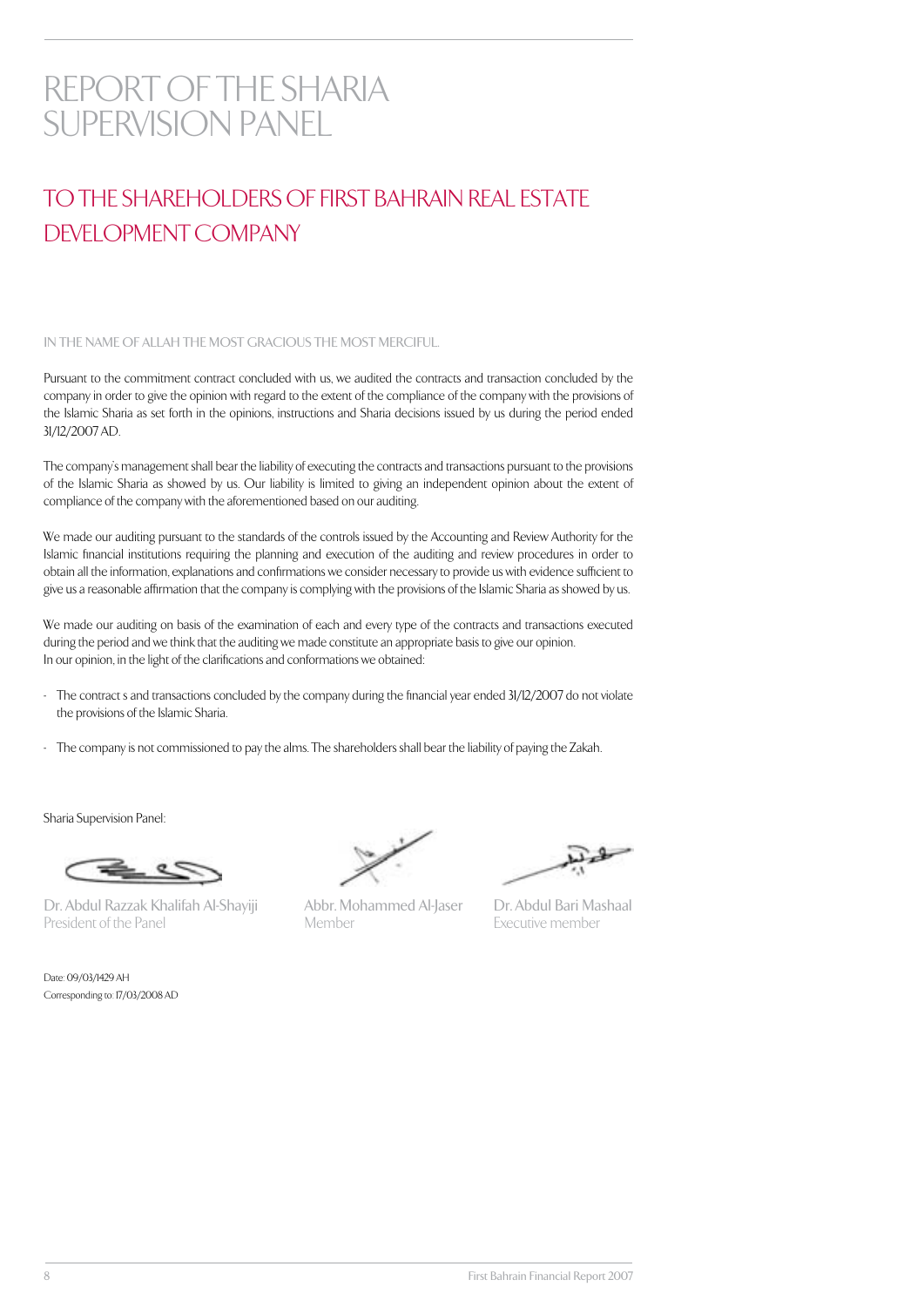# REPORT OF THE SHARIA SUPERVISION PANEL

## TO THE SHAREHOLDERS OF FIRST BAHRAIN REAL ESTATE DEVELOPMENT COMPANY

IN THE NAME OF ALLAH THE MOST GRACIOUS THE MOST MERCIFUL

Pursuant to the commitment contract concluded with us, we audited the contracts and transaction concluded by the company in order to give the opinion with regard to the extent of the compliance of the company with the provisions of the Islamic Sharia as set forth in the opinions, instructions and Sharia decisions issued by us during the period ended 31/12/2007 AD.

The company's management shall bear the liability of executing the contracts and transactions pursuant to the provisions of the Islamic Sharia as showed by us. Our liability is limited to giving an independent opinion about the extent of compliance of the company with the aforementioned based on our auditing.

We made our auditing pursuant to the standards of the controls issued by the Accounting and Review Authority for the Islamic financial institutions requiring the planning and execution of the auditing and review procedures in order to obtain all the information, explanations and confirmations we consider necessary to provide us with evidence sufficient to give us a reasonable affirmation that the company is complying with the provisions of the Islamic Sharia as showed by us.

We made our auditing on basis of the examination of each and every type of the contracts and transactions executed during the period and we think that the auditing we made constitute an appropriate basis to give our opinion.
In our opinion, in the light of the clarifications and conformations we obtained:

- The contract s and transactions concluded by the company during the financial year ended 31/12/2007 do not violate the provisions of the Islamic Sharia.
- The company is not commissioned to pay the alms. The shareholders shall bear the liability of paying the Zakah.

Sharia Supervision Panel:

Dr. Abdul Razzak Khalifah Al-Shayiji
President of the Panel

Abbr. Mohammed Al-Jaser
Member

Dr. Abdul Bari Mashaal
Executive member

Date: 09/03/1429 AH
Corresponding to: 17/03/2008 AD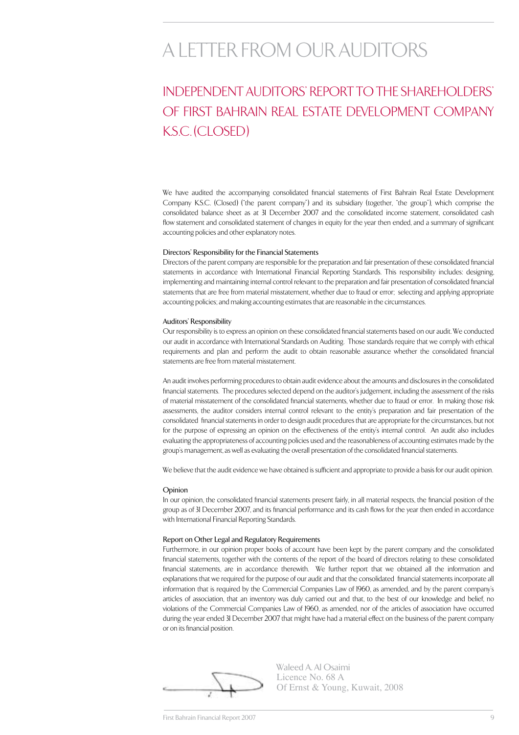# A LETTER FROM OUR AUDITORS

## INDEPENDENT AUDITORS' REPORT TO THE SHAREHOLDERS' OF FIRST BAHRAIN REAL ESTATE DEVELOPMENT COMPANY K.S.C. (CLOSED)

We have audited the accompanying consolidated financial statements of First Bahrain Real Estate Development Company K.S.C. (Closed) ("the parent company") and its subsidiary (together, "the group"), which comprise the consolidated balance sheet as at 31 December 2007 and the consolidated income statement, consolidated cash flow statement and consolidated statement of changes in equity for the year then ended, and a summary of significant accounting policies and other explanatory notes.

### Directors' Responsibility for the Financial Statements

Directors of the parent company are responsible for the preparation and fair presentation of these consolidated financial statements in accordance with International Financial Reporting Standards. This responsibility includes: designing, implementing and maintaining internal control relevant to the preparation and fair presentation of consolidated financial statements that are free from material misstatement, whether due to fraud or error; selecting and applying appropriate accounting policies; and making accounting estimates that are reasonable in the circumstances.

### Auditors' Responsibility

Our responsibility is to express an opinion on these consolidated financial statements based on our audit. We conducted our audit in accordance with International Standards on Auditing. Those standards require that we comply with ethical requirements and plan and perform the audit to obtain reasonable assurance whether the consolidated financial statements are free from material misstatement.

An audit involves performing procedures to obtain audit evidence about the amounts and disclosures in the consolidated financial statements. The procedures selected depend on the auditor's judgement, including the assessment of the risks of material misstatement of the consolidated financial statements, whether due to fraud or error. In making those risk assessments, the auditor considers internal control relevant to the entity's preparation and fair presentation of the consolidated financial statements in order to design audit procedures that are appropriate for the circumstances, but not for the purpose of expressing an opinion on the effectiveness of the entity's internal control. An audit also includes evaluating the appropriateness of accounting policies used and the reasonableness of accounting estimates made by the group's management, as well as evaluating the overall presentation of the consolidated financial statements.

We believe that the audit evidence we have obtained is sufficient and appropriate to provide a basis for our audit opinion.

### Opinion

In our opinion, the consolidated financial statements present fairly, in all material respects, the financial position of the group as of 31 December 2007, and its financial performance and its cash flows for the year then ended in accordance with International Financial Reporting Standards.

### Report on Other Legal and Regulatory Requirements

Furthermore, in our opinion proper books of account have been kept by the parent company and the consolidated financial statements, together with the contents of the report of the board of directors relating to these consolidated financial statements, are in accordance therewith. We further report that we obtained all the information and explanations that we required for the purpose of our audit and that the consolidated financial statements incorporate all information that is required by the Commercial Companies Law of 1960, as amended, and by the parent company's articles of association, that an inventory was duly carried out and that, to the best of our knowledge and belief, no violations of the Commercial Companies Law of 1960, as amended, nor of the articles of association have occurred during the year ended 31 December 2007 that might have had a material effect on the business of the parent company or on its financial position.

Waleed A. Al Osaimi
Licence No. 68 A
Of Ernst & Young, Kuwait, 2008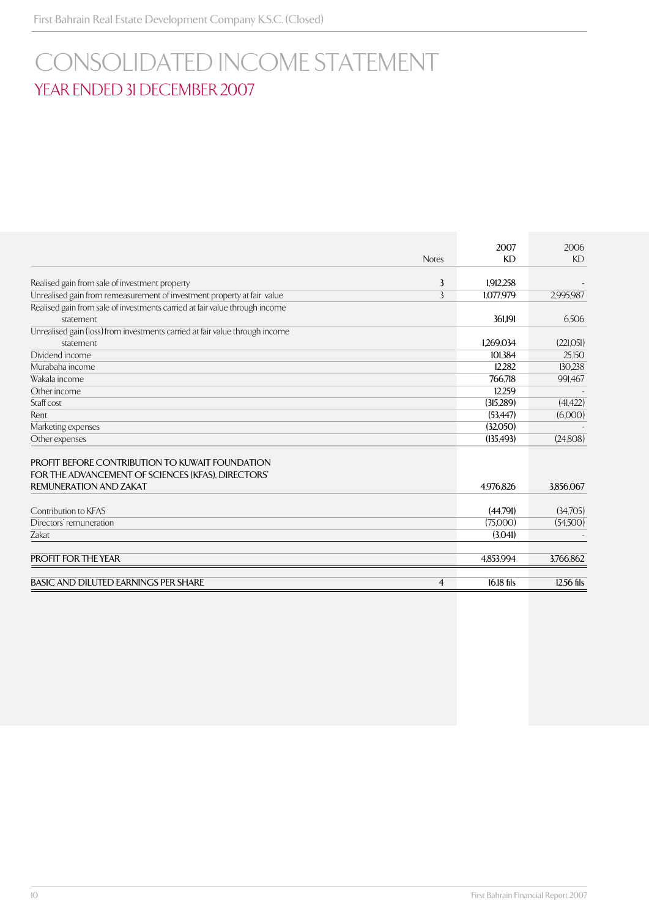# CONSOLIDATED INCOME STATEMENT

## YEAR ENDED 31 DECEMBER 2007

| | Notes | 2007 KD | 2006 KD |
|---|---|---|---|
| Realised gain from sale of investment property | 3 | 1,912,258 | - |
| Unrealised gain from remeasurement of investment property at fair value | 3 | 1,077,979 | 2,995,987 |
| Realised gain from sale of investments carried at fair value through income statement | | 361,191 | 6,506 |
| Unrealised gain (loss) from investments carried at fair value through income statement | | 1,269,034 | (221,051) |
| Dividend income | | 101,384 | 25,150 |
| Murabaha income | | 12,282 | 130,238 |
| Wakala income | | 766,718 | 991,467 |
| Other income | | 12,259 | - |
| Staff cost | | (315,289) | (41,422) |
| Rent | | (53,447) | (6,000) |
| Marketing expenses | | (32,050) | - |
| Other expenses | | (135,493) | (24,808) |
| PROFIT BEFORE CONTRIBUTION TO KUWAIT FOUNDATION FOR THE ADVANCEMENT OF SCIENCES (KFAS), DIRECTORS' REMUNERATION AND ZAKAT | | 4,976,826 | 3,856,067 |
| Contribution to KFAS | | (44,791) | (34,705) |
| Directors' remuneration | | (75,000) | (54,500) |
| Zakat | | (3,041) | - |
| PROFIT FOR THE YEAR | | 4,853,994 | 3,766,862 |
| BASIC AND DILUTED EARNINGS PER SHARE | 4 | 16.18 fils | 12.56 fils |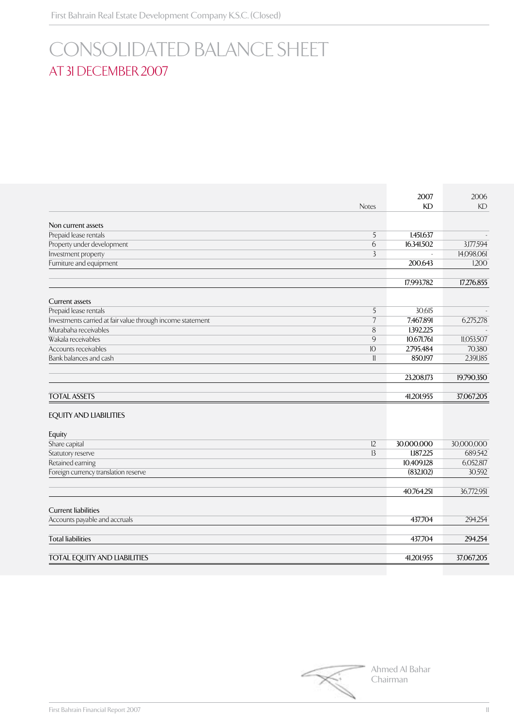# CONSOLIDATED BALANCE SHEET

## AT 31 DECEMBER 2007

| | Notes | 2007 KD | 2006 KD |
|---|---|---|---|
| **Non current assets** | | | |
| Prepaid lease rentals | 5 | 1,451,637 | - |
| Property under development | 6 | 16,341,502 | 3,177,594 |
| Investment property | 3 | - | 14,098,061 |
| Furniture and equipment | | 200,643 | 1,200 |
| | | 17,993,782 | 17,276,855 |
| **Current assets** | | | |
| Prepaid lease rentals | 5 | 30,615 | - |
| Investments carried at fair value through income statement | 7 | 7,467,891 | 6,275,278 |
| Murabaha receivables | 8 | 1,392,225 | - |
| Wakala receivables | 9 | 10,671,761 | 11,053,507 |
| Accounts receivables | 10 | 2,795,484 | 70,380 |
| Bank balances and cash | 11 | 850,197 | 2,391,185 |
| | | 23,208,173 | 19,790,350 |
| **TOTAL ASSETS** | | 41,201,955 | 37,067,205 |
| **EQUITY AND LIABILITIES** | | | |
| **Equity** | | | |
| Share capital | 12 | 30,000,000 | 30,000,000 |
| Statutory reserve | 13 | 1,187,225 | 689,542 |
| Retained earning | | 10,409,128 | 6,052,817 |
| Foreign currency translation reserve | | (832,102) | 30,592 |
| | | 40,764,251 | 36,772,951 |
| **Current liabilities** | | | |
| Accounts payable and accruals | | 437,704 | 294,254 |
| Total liabilities | | 437,704 | 294,254 |
| **TOTAL EQUITY AND LIABILITIES** | | 41,201,955 | 37,067,205 |

Ahmed Al Bahar
Chairman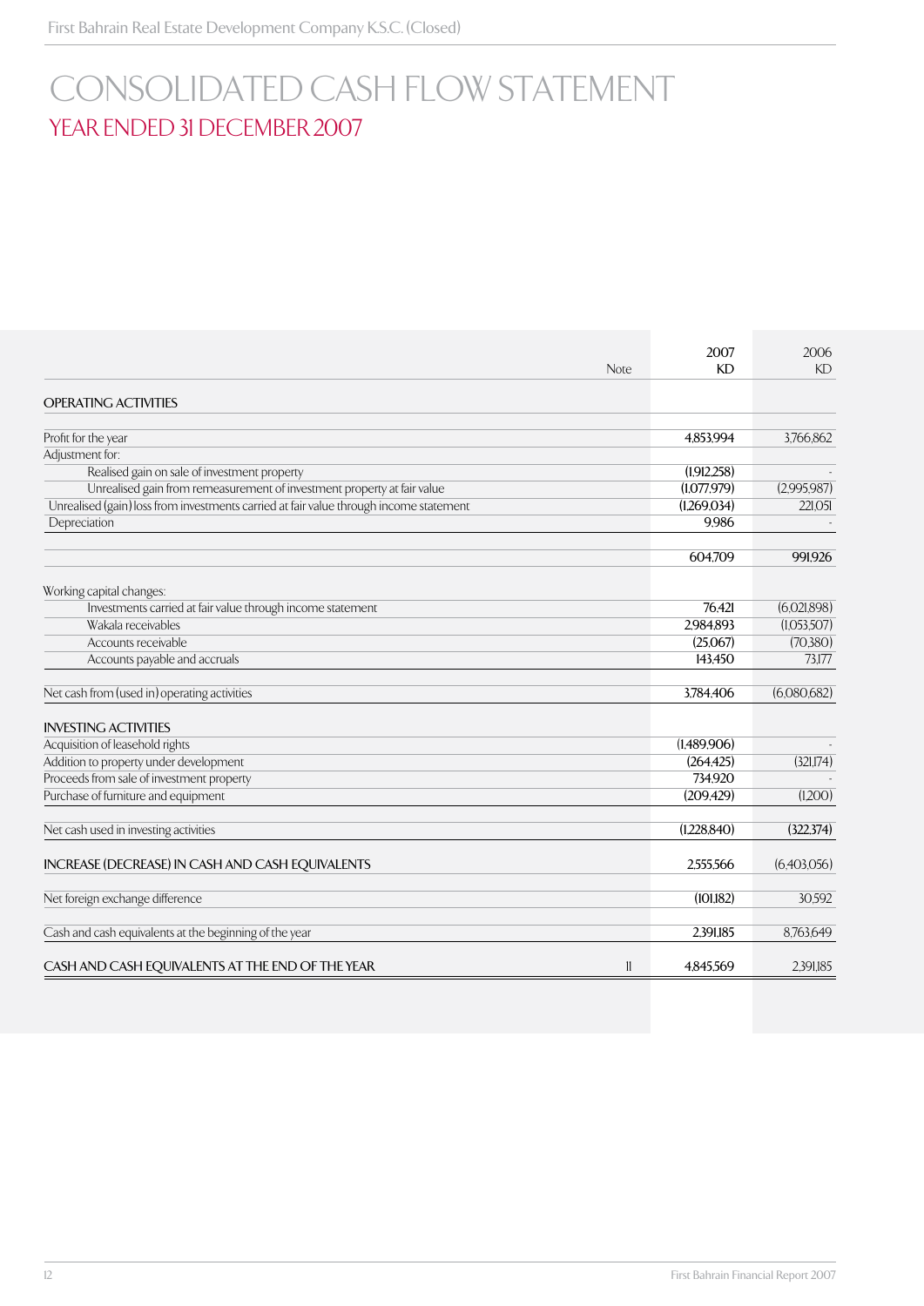# CONSOLIDATED CASH FLOW STATEMENT

## YEAR ENDED 31 DECEMBER 2007

| | Note | 2007 KD | 2006 KD |
|---|---|---|---|
| **OPERATING ACTIVITIES** | | | |
| Profit for the year | | 4,853,994 | 3,766,862 |
| Adjustment for: | | | |
| Realised gain on sale of investment property | | (1,912,258) | - |
| Unrealised gain from remeasurement of investment property at fair value | | (1,077,979) | (2,995,987) |
| Unrealised (gain) loss from investments carried at fair value through income statement | | (1,269,034) | 221,051 |
| Depreciation | | 9,986 | - |
| | | 604,709 | 991,926 |
| Working capital changes: | | | |
| Investments carried at fair value through income statement | | 76,421 | (6,021,898) |
| Wakala receivables | | 2,984,893 | (1,053,507) |
| Accounts receivable | | (25,067) | (70,380) |
| Accounts payable and accruals | | 143,450 | 73,177 |
| Net cash from (used in) operating activities | | 3,784,406 | (6,080,682) |
| **INVESTING ACTIVITIES** | | | |
| Acquisition of leasehold rights | | (1,489,906) | - |
| Addition to property under development | | (264,425) | (321,174) |
| Proceeds from sale of investment property | | 734,920 | - |
| Purchase of furniture and equipment | | (209,429) | (1,200) |
| Net cash used in investing activities | | (1,228,840) | (322,374) |
| **INCREASE (DECREASE) IN CASH AND CASH EQUIVALENTS** | | 2,555,566 | (6,403,056) |
| Net foreign exchange difference | | (101,182) | 30,592 |
| Cash and cash equivalents at the beginning of the year | | 2,391,185 | 8,763,649 |
| **CASH AND CASH EQUIVALENTS AT THE END OF THE YEAR** | 11 | 4,845,569 | 2,391,185 |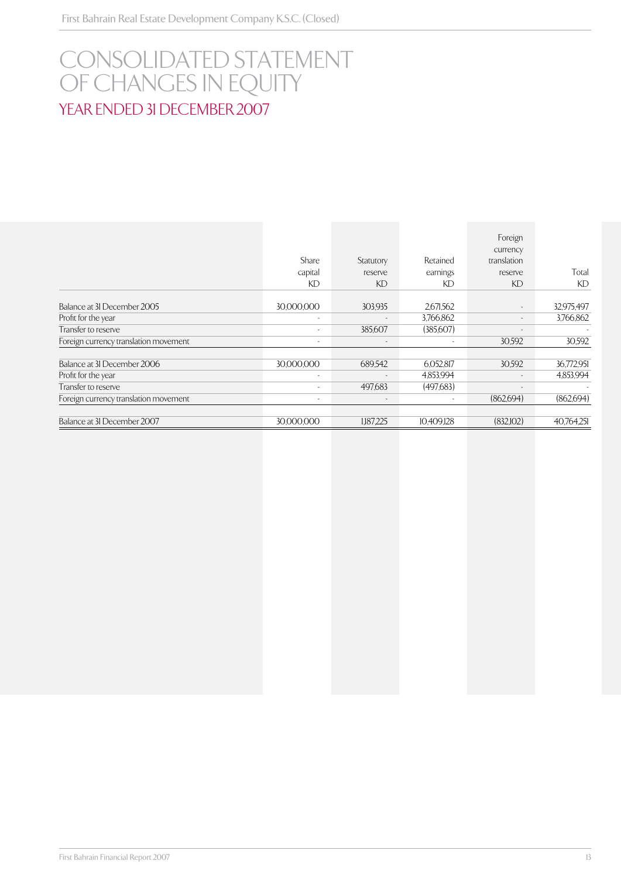# CONSOLIDATED STATEMENT OF CHANGES IN EQUITY

## YEAR ENDED 31 DECEMBER 2007

| | Share capital KD | Statutory reserve KD | Retained earnings KD | Foreign currency translation reserve KD | Total KD |
|---|---|---|---|---|---|
| Balance at 31 December 2005 | 30,000,000 | 303,935 | 2,671,562 | - | 32,975,497 |
| Profit for the year | - | - | 3,766,862 | - | 3,766,862 |
| Transfer to reserve | - | 385,607 | (385,607) | - | - |
| Foreign currency translation movement | - | - | - | 30,592 | 30,592 |
| Balance at 31 December 2006 | 30,000,000 | 689,542 | 6,052,817 | 30,592 | 36,772,951 |
| Profit for the year | - | - | 4,853,994 | - | 4,853,994 |
| Transfer to reserve | - | 497,683 | (497,683) | - | - |
| Foreign currency translation movement | - | - | - | (862,694) | (862,694) |
| Balance at 31 December 2007 | 30,000,000 | 1,187,225 | 10,409,128 | (832,102) | 40,764,251 |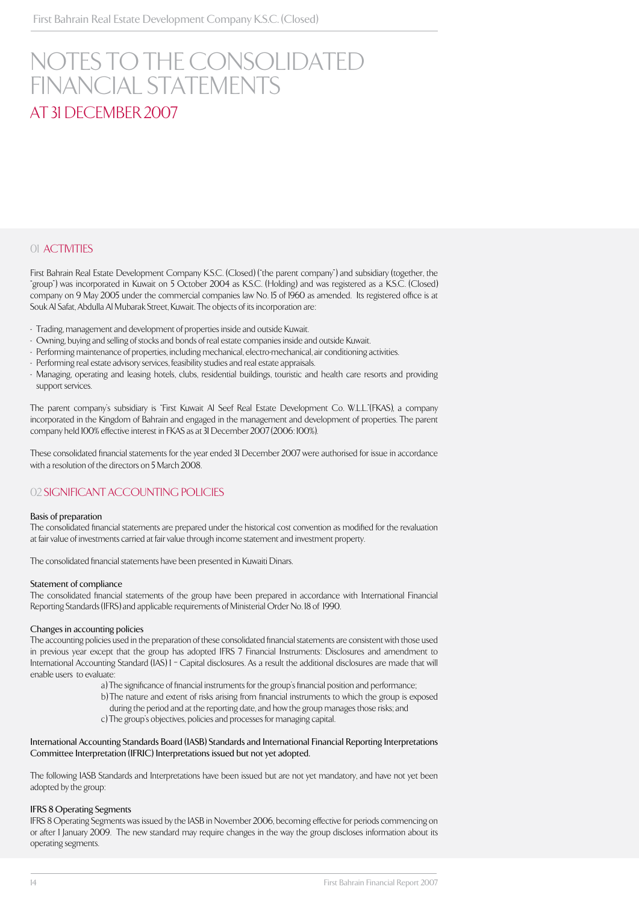# NOTES TO THE CONSOLIDATED FINANCIAL STATEMENTS
## AT 31 DECEMBER 2007

## 01 ACTIVITIES

First Bahrain Real Estate Development Company K.S.C. (Closed) ("the parent company") and subsidiary (together, the "group") was incorporated in Kuwait on 5 October 2004 as K.S.C. (Holding) and was registered as a K.S.C. (Closed) company on 9 May 2005 under the commercial companies law No. 15 of 1960 as amended. Its registered office is at Souk Al Safat, Abdulla Al Mubarak Street, Kuwait. The objects of its incorporation are:

- Trading, management and development of properties inside and outside Kuwait.
- Owning, buying and selling of stocks and bonds of real estate companies inside and outside Kuwait.
- Performing maintenance of properties, including mechanical, electro-mechanical, air conditioning activities.
- Performing real estate advisory services, feasibility studies and real estate appraisals.
- Managing, operating and leasing hotels, clubs, residential buildings, touristic and health care resorts and providing support services.

The parent company's subsidiary is "First Kuwait Al Seef Real Estate Development Co. W.L.L."(FKAS), a company incorporated in the Kingdom of Bahrain and engaged in the management and development of properties. The parent company held 100% effective interest in FKAS as at 31 December 2007 (2006: 100%).

These consolidated financial statements for the year ended 31 December 2007 were authorised for issue in accordance with a resolution of the directors on 5 March 2008.

## 02 SIGNIFICANT ACCOUNTING POLICIES

**Basis of preparation**
The consolidated financial statements are prepared under the historical cost convention as modified for the revaluation at fair value of investments carried at fair value through income statement and investment property.

The consolidated financial statements have been presented in Kuwaiti Dinars.

**Statement of compliance**
The consolidated financial statements of the group have been prepared in accordance with International Financial Reporting Standards (IFRS) and applicable requirements of Ministerial Order No. 18 of 1990.

**Changes in accounting policies**
The accounting policies used in the preparation of these consolidated financial statements are consistent with those used in previous year except that the group has adopted IFRS 7 Financial Instruments: Disclosures and amendment to International Accounting Standard (IAS) 1 – Capital disclosures. As a result the additional disclosures are made that will enable users to evaluate:

a) The significance of financial instruments for the group's financial position and performance;
b) The nature and extent of risks arising from financial instruments to which the group is exposed during the period and at the reporting date, and how the group manages those risks; and
c) The group's objectives, policies and processes for managing capital.

**International Accounting Standards Board (IASB) Standards and International Financial Reporting Interpretations Committee Interpretation (IFRIC) Interpretations issued but not yet adopted.**

The following IASB Standards and Interpretations have been issued but are not yet mandatory, and have not yet been adopted by the group:

**IFRS 8 Operating Segments**
IFRS 8 Operating Segments was issued by the IASB in November 2006, becoming effective for periods commencing on or after 1 January 2009. The new standard may require changes in the way the group discloses information about its operating segments.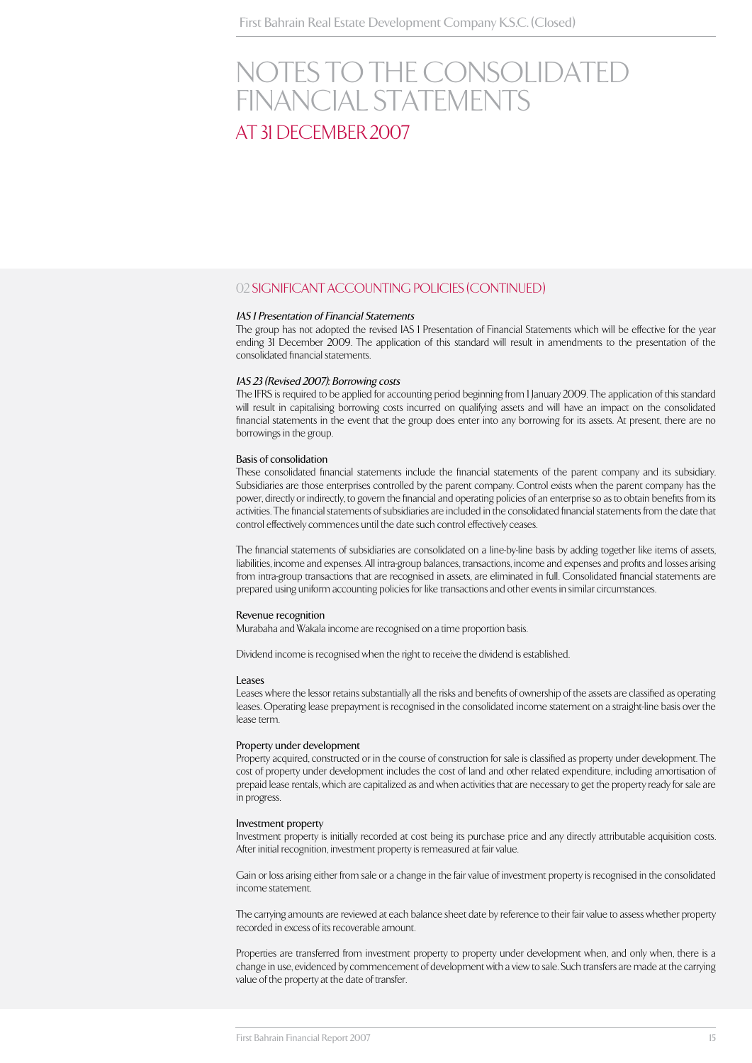# NOTES TO THE CONSOLIDATED FINANCIAL STATEMENTS

## AT 31 DECEMBER 2007

### 02 SIGNIFICANT ACCOUNTING POLICIES (CONTINUED)

*IAS 1 Presentation of Financial Statements*

The group has not adopted the revised IAS 1 Presentation of Financial Statements which will be effective for the year ending 31 December 2009. The application of this standard will result in amendments to the presentation of the consolidated financial statements.

*IAS 23 (Revised 2007): Borrowing costs*

The IFRS is required to be applied for accounting period beginning from 1 January 2009. The application of this standard will result in capitalising borrowing costs incurred on qualifying assets and will have an impact on the consolidated financial statements in the event that the group does enter into any borrowing for its assets. At present, there are no borrowings in the group.

**Basis of consolidation**

These consolidated financial statements include the financial statements of the parent company and its subsidiary. Subsidiaries are those enterprises controlled by the parent company. Control exists when the parent company has the power, directly or indirectly, to govern the financial and operating policies of an enterprise so as to obtain benefits from its activities. The financial statements of subsidiaries are included in the consolidated financial statements from the date that control effectively commences until the date such control effectively ceases.

The financial statements of subsidiaries are consolidated on a line-by-line basis by adding together like items of assets, liabilities, income and expenses. All intra-group balances, transactions, income and expenses and profits and losses arising from intra-group transactions that are recognised in assets, are eliminated in full. Consolidated financial statements are prepared using uniform accounting policies for like transactions and other events in similar circumstances.

**Revenue recognition**

Murabaha and Wakala income are recognised on a time proportion basis.

Dividend income is recognised when the right to receive the dividend is established.

**Leases**

Leases where the lessor retains substantially all the risks and benefits of ownership of the assets are classified as operating leases. Operating lease prepayment is recognised in the consolidated income statement on a straight-line basis over the lease term.

**Property under development**

Property acquired, constructed or in the course of construction for sale is classified as property under development. The cost of property under development includes the cost of land and other related expenditure, including amortisation of prepaid lease rentals, which are capitalized as and when activities that are necessary to get the property ready for sale are in progress.

**Investment property**

Investment property is initially recorded at cost being its purchase price and any directly attributable acquisition costs. After initial recognition, investment property is remeasured at fair value.

Gain or loss arising either from sale or a change in the fair value of investment property is recognised in the consolidated income statement.

The carrying amounts are reviewed at each balance sheet date by reference to their fair value to assess whether property recorded in excess of its recoverable amount.

Properties are transferred from investment property to property under development when, and only when, there is a change in use, evidenced by commencement of development with a view to sale. Such transfers are made at the carrying value of the property at the date of transfer.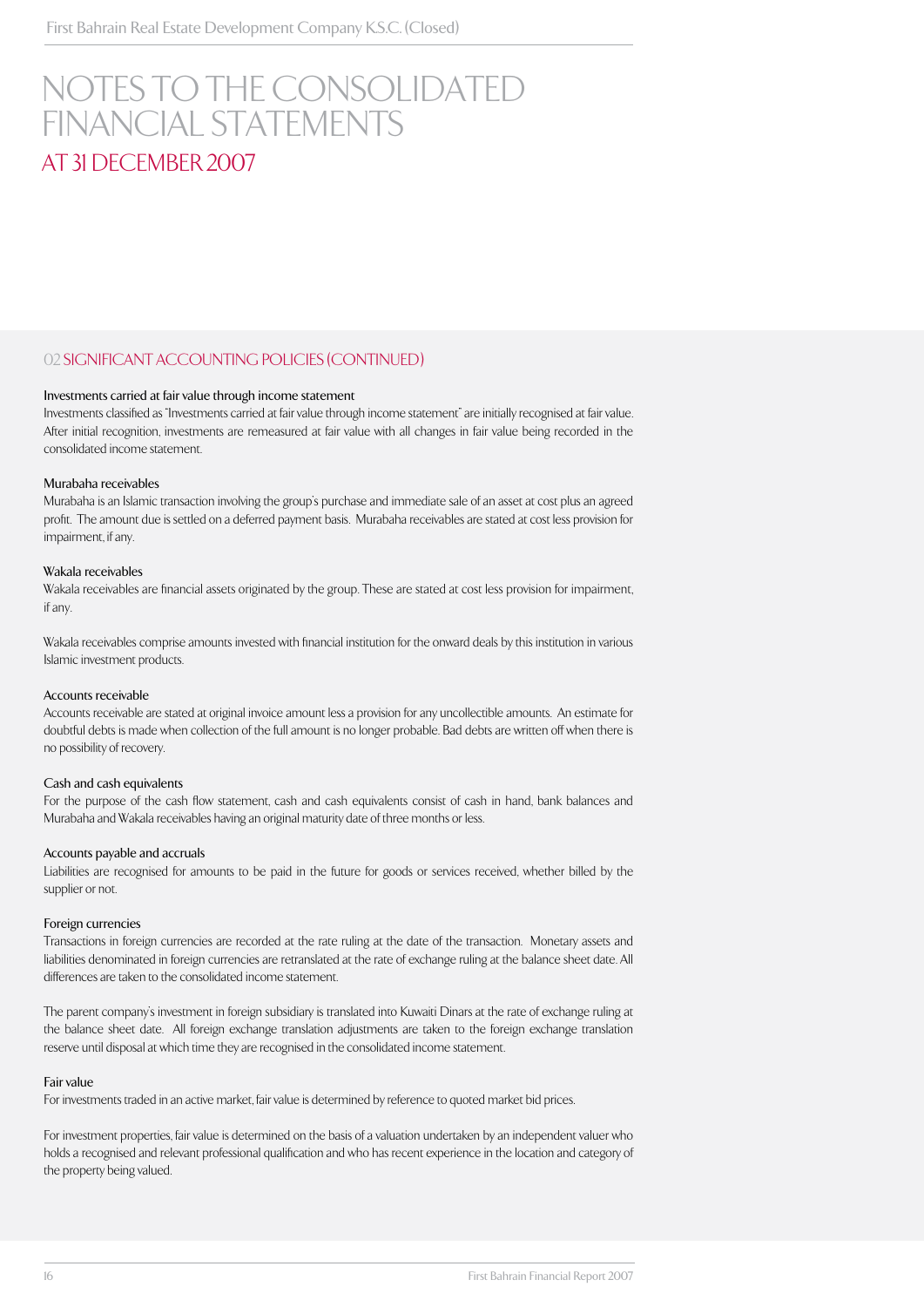# NOTES TO THE CONSOLIDATED FINANCIAL STATEMENTS

## AT 31 DECEMBER 2007

### 02 SIGNIFICANT ACCOUNTING POLICIES (CONTINUED)

**Investments carried at fair value through income statement**

Investments classified as "Investments carried at fair value through income statement" are initially recognised at fair value. After initial recognition, investments are remeasured at fair value with all changes in fair value being recorded in the consolidated income statement.

**Murabaha receivables**

Murabaha is an Islamic transaction involving the group's purchase and immediate sale of an asset at cost plus an agreed profit. The amount due is settled on a deferred payment basis. Murabaha receivables are stated at cost less provision for impairment, if any.

**Wakala receivables**

Wakala receivables are financial assets originated by the group. These are stated at cost less provision for impairment, if any.

Wakala receivables comprise amounts invested with financial institution for the onward deals by this institution in various Islamic investment products.

**Accounts receivable**

Accounts receivable are stated at original invoice amount less a provision for any uncollectible amounts. An estimate for doubtful debts is made when collection of the full amount is no longer probable. Bad debts are written off when there is no possibility of recovery.

**Cash and cash equivalents**

For the purpose of the cash flow statement, cash and cash equivalents consist of cash in hand, bank balances and Murabaha and Wakala receivables having an original maturity date of three months or less.

**Accounts payable and accruals**

Liabilities are recognised for amounts to be paid in the future for goods or services received, whether billed by the supplier or not.

**Foreign currencies**

Transactions in foreign currencies are recorded at the rate ruling at the date of the transaction. Monetary assets and liabilities denominated in foreign currencies are retranslated at the rate of exchange ruling at the balance sheet date. All differences are taken to the consolidated income statement.

The parent company's investment in foreign subsidiary is translated into Kuwaiti Dinars at the rate of exchange ruling at the balance sheet date. All foreign exchange translation adjustments are taken to the foreign exchange translation reserve until disposal at which time they are recognised in the consolidated income statement.

**Fair value**

For investments traded in an active market, fair value is determined by reference to quoted market bid prices.

For investment properties, fair value is determined on the basis of a valuation undertaken by an independent valuer who holds a recognised and relevant professional qualification and who has recent experience in the location and category of the property being valued.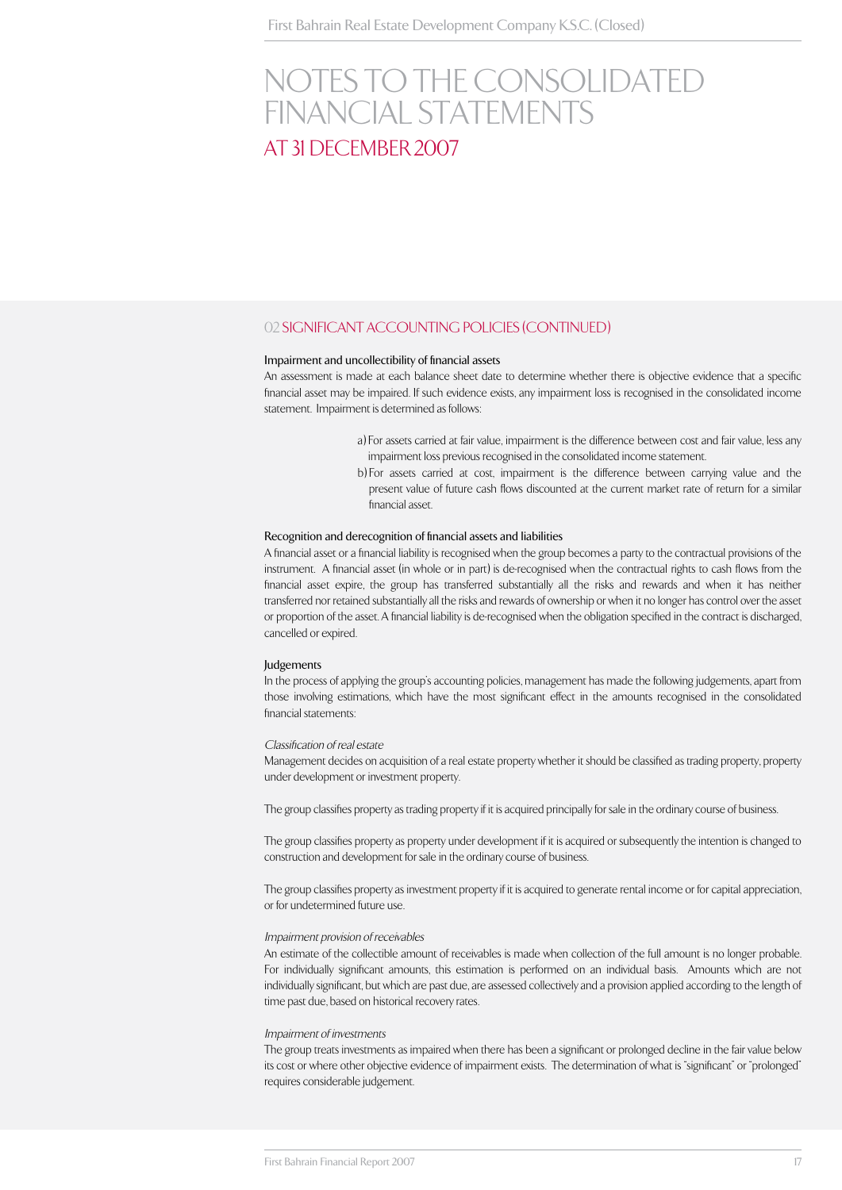# NOTES TO THE CONSOLIDATED FINANCIAL STATEMENTS
## AT 31 DECEMBER 2007

### 02 SIGNIFICANT ACCOUNTING POLICIES (CONTINUED)

**Impairment and uncollectibility of financial assets**

An assessment is made at each balance sheet date to determine whether there is objective evidence that a specific financial asset may be impaired. If such evidence exists, any impairment loss is recognised in the consolidated income statement. Impairment is determined as follows:

a) For assets carried at fair value, impairment is the difference between cost and fair value, less any impairment loss previous recognised in the consolidated income statement.

b) For assets carried at cost, impairment is the difference between carrying value and the present value of future cash flows discounted at the current market rate of return for a similar financial asset.

**Recognition and derecognition of financial assets and liabilities**

A financial asset or a financial liability is recognised when the group becomes a party to the contractual provisions of the instrument. A financial asset (in whole or in part) is de-recognised when the contractual rights to cash flows from the financial asset expire, the group has transferred substantially all the risks and rewards and when it has neither transferred nor retained substantially all the risks and rewards of ownership or when it no longer has control over the asset or proportion of the asset. A financial liability is de-recognised when the obligation specified in the contract is discharged, cancelled or expired.

**Judgements**

In the process of applying the group's accounting policies, management has made the following judgements, apart from those involving estimations, which have the most significant effect in the amounts recognised in the consolidated financial statements:

*Classification of real estate*

Management decides on acquisition of a real estate property whether it should be classified as trading property, property under development or investment property.

The group classifies property as trading property if it is acquired principally for sale in the ordinary course of business.

The group classifies property as property under development if it is acquired or subsequently the intention is changed to construction and development for sale in the ordinary course of business.

The group classifies property as investment property if it is acquired to generate rental income or for capital appreciation, or for undetermined future use.

*Impairment provision of receivables*

An estimate of the collectible amount of receivables is made when collection of the full amount is no longer probable. For individually significant amounts, this estimation is performed on an individual basis. Amounts which are not individually significant, but which are past due, are assessed collectively and a provision applied according to the length of time past due, based on historical recovery rates.

*Impairment of investments*

The group treats investments as impaired when there has been a significant or prolonged decline in the fair value below its cost or where other objective evidence of impairment exists. The determination of what is "significant" or "prolonged" requires considerable judgement.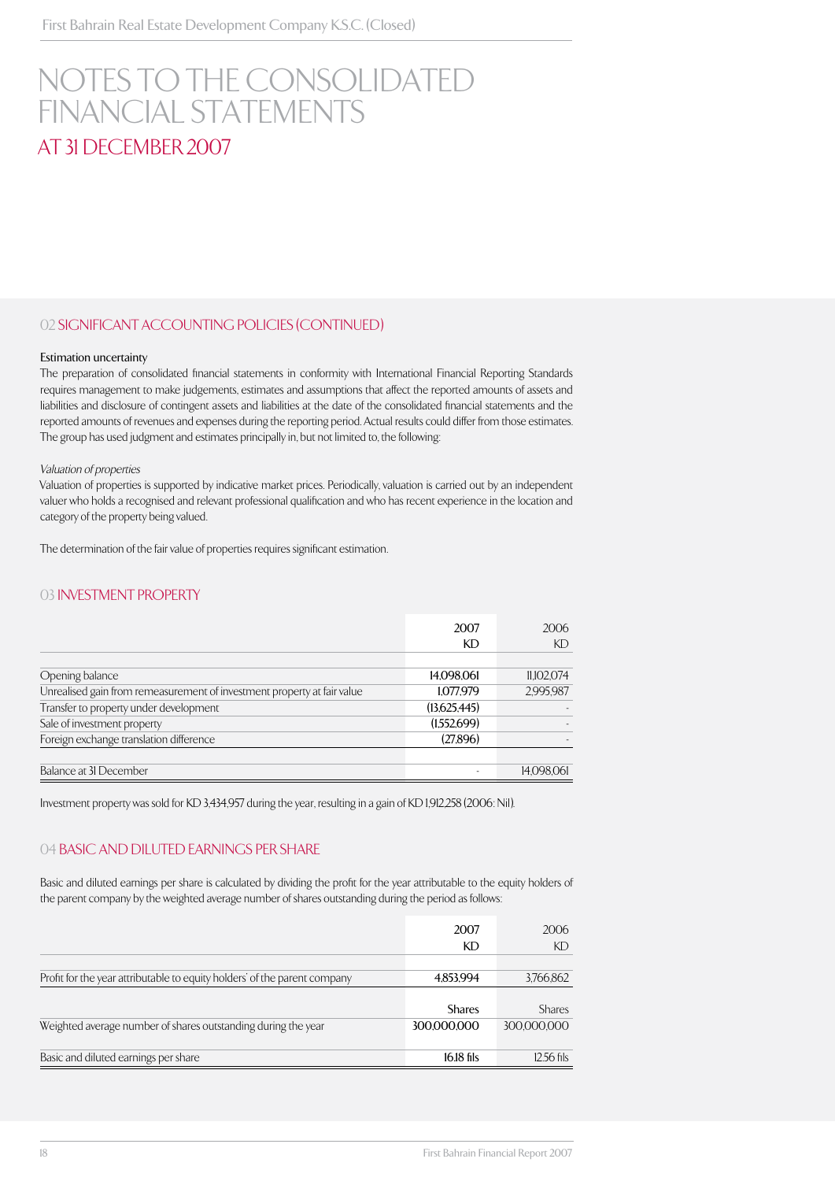// NOTES TO THE CONSOLIDATED FINANCIAL STATEMENTS

## AT 31 DECEMBER 2007

### 02 SIGNIFICANT ACCOUNTING POLICIES (CONTINUED)

**Estimation uncertainty**

The preparation of consolidated financial statements in conformity with International Financial Reporting Standards requires management to make judgements, estimates and assumptions that affect the reported amounts of assets and liabilities and disclosure of contingent assets and liabilities at the date of the consolidated financial statements and the reported amounts of revenues and expenses during the reporting period. Actual results could differ from those estimates. The group has used judgment and estimates principally in, but not limited to, the following:

*Valuation of properties*

Valuation of properties is supported by indicative market prices. Periodically, valuation is carried out by an independent valuer who holds a recognised and relevant professional qualification and who has recent experience in the location and category of the property being valued.

The determination of the fair value of properties requires significant estimation.

### 03 INVESTMENT PROPERTY

| | 2007<br>KD | 2006<br>KD |
|---|---|---|
| Opening balance | 14,098,061 | 11,102,074 |
| Unrealised gain from remeasurement of investment property at fair value | 1,077,979 | 2,995,987 |
| Transfer to property under development | (13,625,445) | - |
| Sale of investment property | (1,552,699) | - |
| Foreign exchange translation difference | (27,896) | - |
| Balance at 31 December | - | 14,098,061 |

Investment property was sold for KD 3,434,957 during the year, resulting in a gain of KD 1,912,258 (2006: Nil).

### 04 BASIC AND DILUTED EARNINGS PER SHARE

Basic and diluted earnings per share is calculated by dividing the profit for the year attributable to the equity holders of the parent company by the weighted average number of shares outstanding during the period as follows:

| | 2007<br>KD | 2006<br>KD |
|---|---|---|
| Profit for the year attributable to equity holders' of the parent company | 4,853,994 | 3,766,862 |
| | Shares | Shares |
| Weighted average number of shares outstanding during the year | 300,000,000 | 300,000,000 |
| Basic and diluted earnings per share | 16.18 fils | 12.56 fils |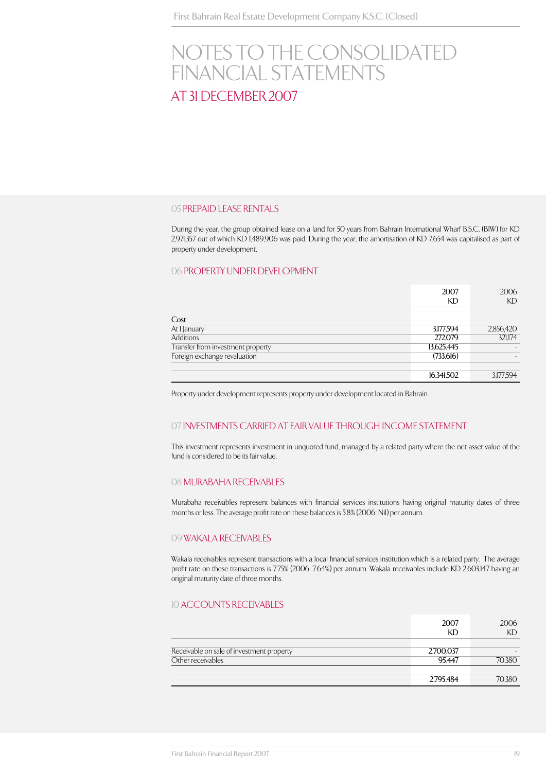# NOTES TO THE CONSOLIDATED FINANCIAL STATEMENTS

## AT 31 DECEMBER 2007

### 05 PREPAID LEASE RENTALS

During the year, the group obtained lease on a land for 50 years from Bahrain International Wharf B.S.C. (BIW) for KD 2,971,357 out of which KD 1,489,906 was paid. During the year, the amortisation of KD 7,654 was capitalised as part of property under development.

### 06 PROPERTY UNDER DEVELOPMENT

| | 2007 KD | 2006 KD |
|---|---|---|
| Cost | | |
| At 1 January | 3,177,594 | 2,856,420 |
| Additions | 272,079 | 321,174 |
| Transfer from investment property | 13,625,445 | - |
| Foreign exchange revaluation | (733,616) | - |
| | 16,341,502 | 3,177,594 |

Property under development represents property under development located in Bahrain.

### 07 INVESTMENTS CARRIED AT FAIR VALUE THROUGH INCOME STATEMENT

This investment represents investment in unquoted fund, managed by a related party where the net asset value of the fund is considered to be its fair value.

### 08 MURABAHA RECEIVABLES

Murabaha receivables represent balances with financial services institutions having original maturity dates of three months or less. The average profit rate on these balances is 5.8% (2006: Nil) per annum.

### 09 WAKALA RECEIVABLES

Wakala receivables represent transactions with a local financial services institution which is a related party. The average profit rate on these transactions is 7.75% (2006: 7.64%) per annum. Wakala receivables include KD 2,603,147 having an original maturity date of three months.

### 10 ACCOUNTS RECEIVABLES

| | 2007 KD | 2006 KD |
|---|---|---|
| Receivable on sale of investment property | 2,700,037 | - |
| Other receivables | 95,447 | 70,380 |
| | 2,795,484 | 70,380 |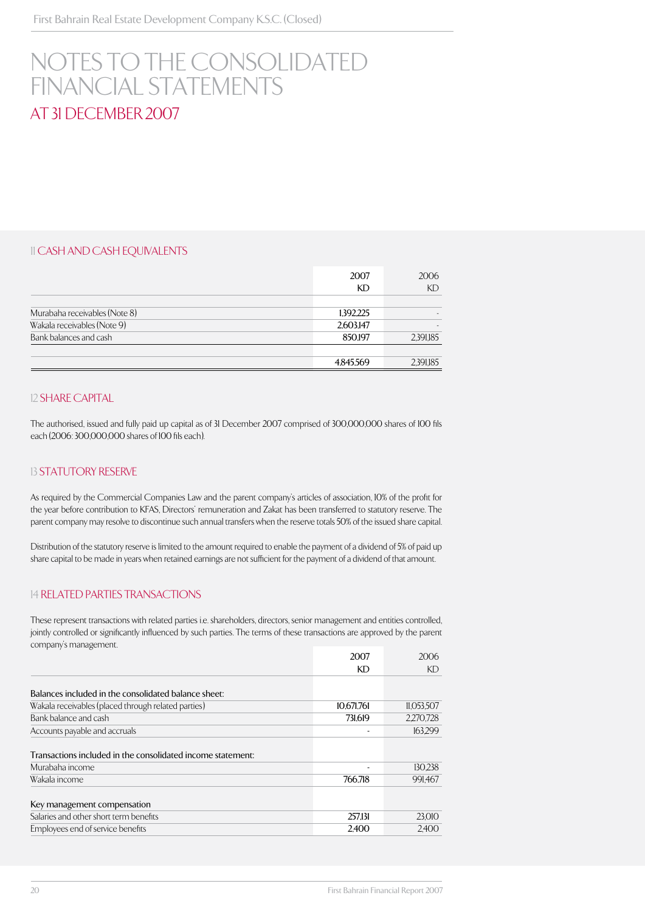# NOTES TO THE CONSOLIDATED FINANCIAL STATEMENTS

## AT 31 DECEMBER 2007

### 11 CASH AND CASH EQUIVALENTS

| | 2007 KD | 2006 KD |
|---|---|---|
| Murabaha receivables (Note 8) | 1,392,225 | - |
| Wakala receivables (Note 9) | 2,603,147 | - |
| Bank balances and cash | 850,197 | 2,391,185 |
| | 4,845,569 | 2,391,185 |

### 12 SHARE CAPITAL

The authorised, issued and fully paid up capital as of 31 December 2007 comprised of 300,000,000 shares of 100 fils each (2006: 300,000,000 shares of 100 fils each).

### 13 STATUTORY RESERVE

As required by the Commercial Companies Law and the parent company's articles of association, 10% of the profit for the year before contribution to KFAS, Directors' remuneration and Zakat has been transferred to statutory reserve. The parent company may resolve to discontinue such annual transfers when the reserve totals 50% of the issued share capital.

Distribution of the statutory reserve is limited to the amount required to enable the payment of a dividend of 5% of paid up share capital to be made in years when retained earnings are not sufficient for the payment of a dividend of that amount.

### 14 RELATED PARTIES TRANSACTIONS

These represent transactions with related parties i.e. shareholders, directors, senior management and entities controlled, jointly controlled or significantly influenced by such parties. The terms of these transactions are approved by the parent company's management.

| | 2007 KD | 2006 KD |
|---|---|---|
| Balances included in the consolidated balance sheet: | | |
| Wakala receivables (placed through related parties) | 10,671,761 | 11,053,507 |
| Bank balance and cash | 731,619 | 2,270,728 |
| Accounts payable and accruals | - | 163,299 |
| Transactions included in the consolidated income statement: | | |
| Murabaha income | - | 130,238 |
| Wakala income | 766,718 | 991,467 |
| Key management compensation | | |
| Salaries and other short term benefits | 257,131 | 23,010 |
| Employees end of service benefits | 2,400 | 2,400 |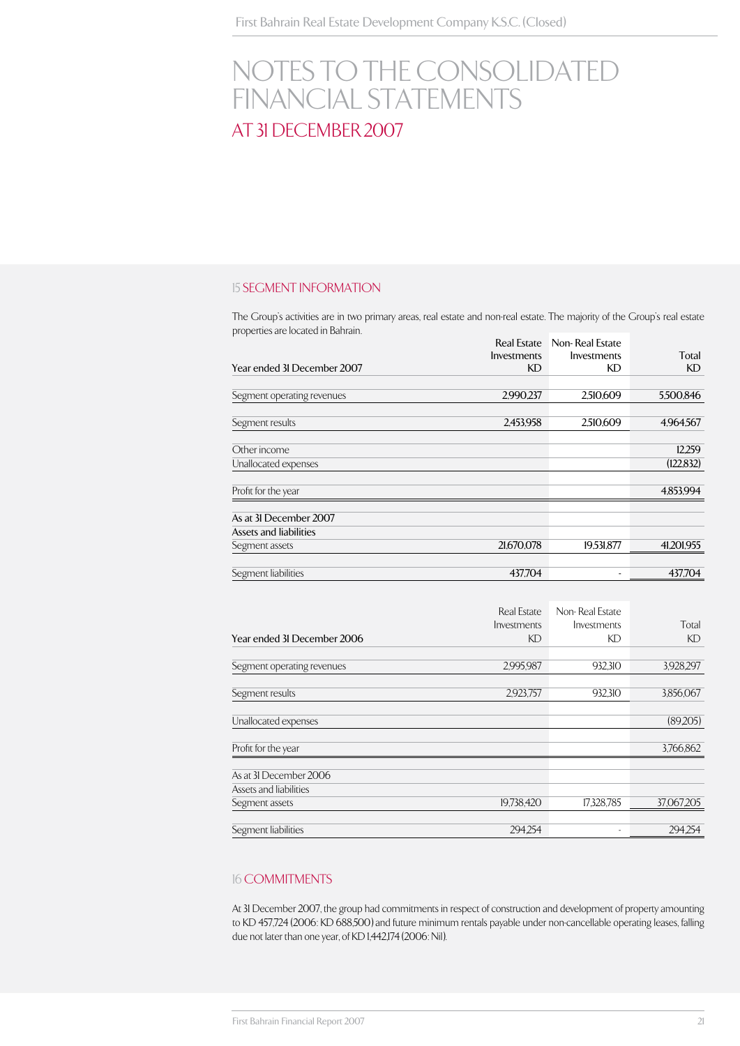# NOTES TO THE CONSOLIDATED FINANCIAL STATEMENTS

## AT 31 DECEMBER 2007

### 15 SEGMENT INFORMATION

The Group's activities are in two primary areas, real estate and non-real estate. The majority of the Group's real estate properties are located in Bahrain.

| Year ended 31 December 2007 | Real Estate Investments KD | Non- Real Estate Investments KD | Total KD |
|---|---|---|---|
| Segment operating revenues | 2,990,237 | 2,510,609 | 5,500,846 |
| Segment results | 2,453,958 | 2,510,609 | 4,964,567 |
| Other income | | | 12,259 |
| Unallocated expenses | | | (122,832) |
| Profit for the year | | | 4,853,994 |
| As at 31 December 2007 | | | |
| Assets and liabilities | | | |
| Segment assets | 21,670,078 | 19,531,877 | 41,201,955 |
| Segment liabilities | 437,704 | - | 437,704 |

| Year ended 31 December 2006 | Real Estate Investments KD | Non- Real Estate Investments KD | Total KD |
|---|---|---|---|
| Segment operating revenues | 2,995,987 | 932,310 | 3,928,297 |
| Segment results | 2,923,757 | 932,310 | 3,856,067 |
| Unallocated expenses | | | (89,205) |
| Profit for the year | | | 3,766,862 |
| As at 31 December 2006 | | | |
| Assets and liabilities | | | |
| Segment assets | 19,738,420 | 17,328,785 | 37,067,205 |
| Segment liabilities | 294,254 | - | 294,254 |

### 16 COMMITMENTS

At 31 December 2007, the group had commitments in respect of construction and development of property amounting to KD 457,724 (2006: KD 688,500) and future minimum rentals payable under non-cancellable operating leases, falling due not later than one year, of KD 1,442,174 (2006: Nil).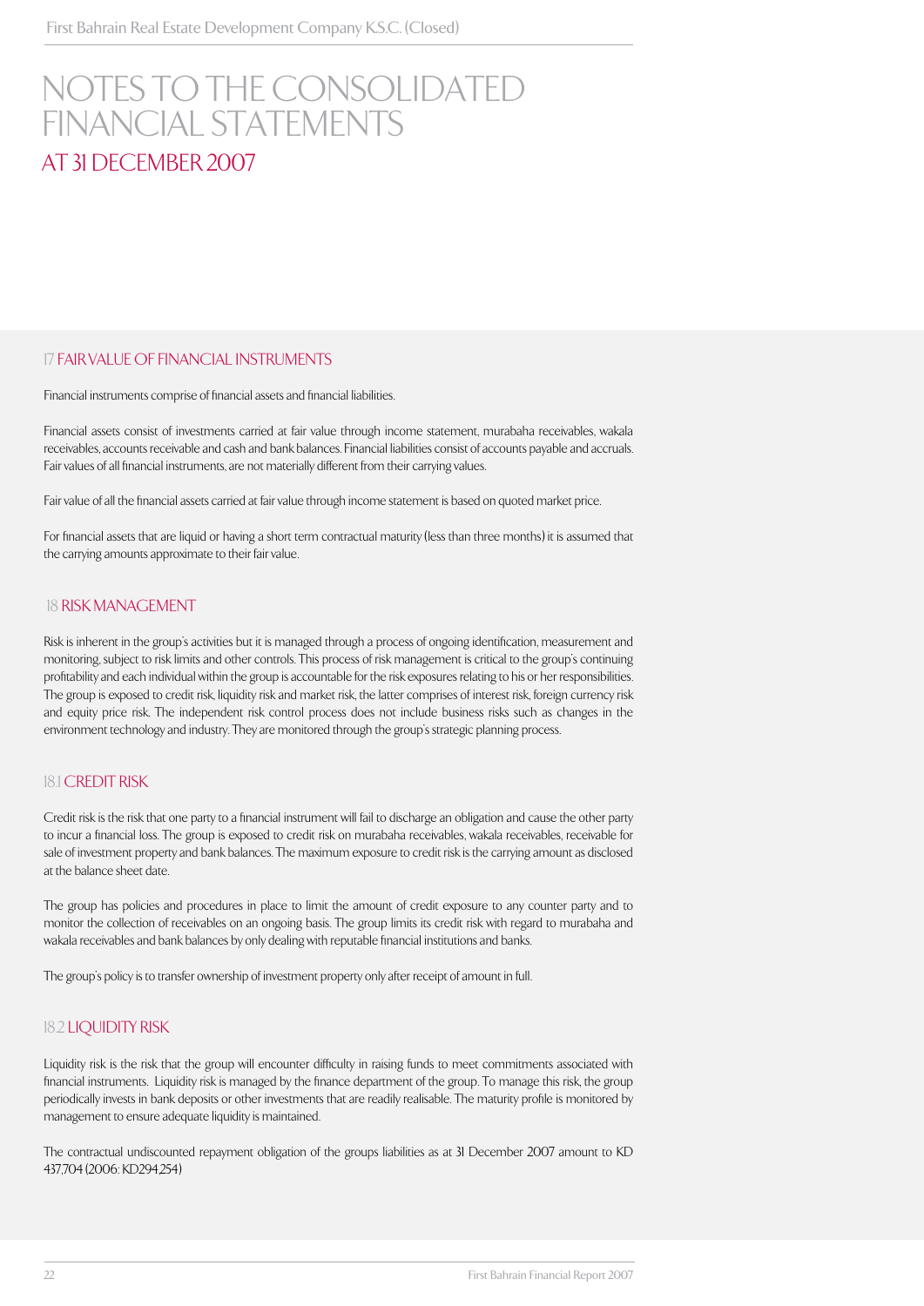# NOTES TO THE CONSOLIDATED FINANCIAL STATEMENTS

## AT 31 DECEMBER 2007

### 17 FAIR VALUE OF FINANCIAL INSTRUMENTS

Financial instruments comprise of financial assets and financial liabilities.

Financial assets consist of investments carried at fair value through income statement, murabaha receivables, wakala receivables, accounts receivable and cash and bank balances. Financial liabilities consist of accounts payable and accruals. Fair values of all financial instruments, are not materially different from their carrying values.

Fair value of all the financial assets carried at fair value through income statement is based on quoted market price.

For financial assets that are liquid or having a short term contractual maturity (less than three months) it is assumed that the carrying amounts approximate to their fair value.

### 18 RISK MANAGEMENT

Risk is inherent in the group's activities but it is managed through a process of ongoing identification, measurement and monitoring, subject to risk limits and other controls. This process of risk management is critical to the group's continuing profitability and each individual within the group is accountable for the risk exposures relating to his or her responsibilities. The group is exposed to credit risk, liquidity risk and market risk, the latter comprises of interest risk, foreign currency risk and equity price risk. The independent risk control process does not include business risks such as changes in the environment technology and industry. They are monitored through the group's strategic planning process.

### 18.1 CREDIT RISK

Credit risk is the risk that one party to a financial instrument will fail to discharge an obligation and cause the other party to incur a financial loss. The group is exposed to credit risk on murabaha receivables, wakala receivables, receivable for sale of investment property and bank balances. The maximum exposure to credit risk is the carrying amount as disclosed at the balance sheet date.

The group has policies and procedures in place to limit the amount of credit exposure to any counter party and to monitor the collection of receivables on an ongoing basis. The group limits its credit risk with regard to murabaha and wakala receivables and bank balances by only dealing with reputable financial institutions and banks.

The group's policy is to transfer ownership of investment property only after receipt of amount in full.

### 18.2 LIQUIDITY RISK

Liquidity risk is the risk that the group will encounter difficulty in raising funds to meet commitments associated with financial instruments. Liquidity risk is managed by the finance department of the group. To manage this risk, the group periodically invests in bank deposits or other investments that are readily realisable. The maturity profile is monitored by management to ensure adequate liquidity is maintained.

The contractual undiscounted repayment obligation of the groups liabilities as at 31 December 2007 amount to KD 437,704 (2006: KD294,254)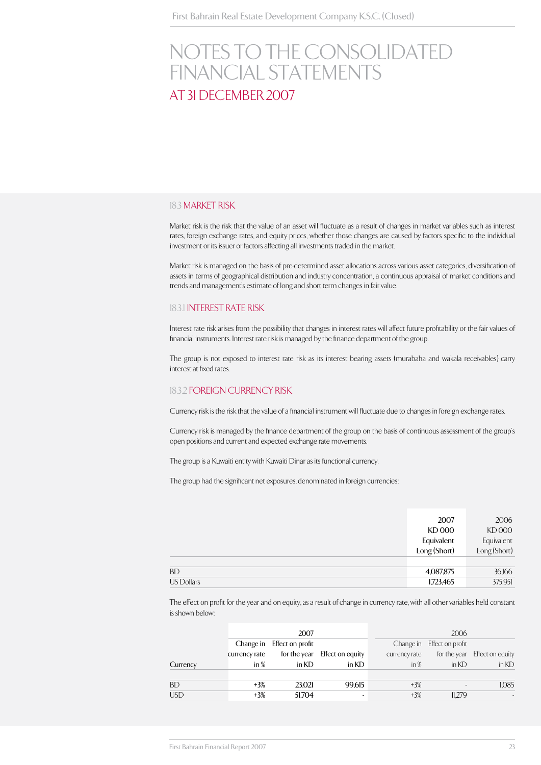# NOTES TO THE CONSOLIDATED FINANCIAL STATEMENTS

## AT 31 DECEMBER 2007

### 18.3 MARKET RISK

Market risk is the risk that the value of an asset will fluctuate as a result of changes in market variables such as interest rates, foreign exchange rates, and equity prices, whether those changes are caused by factors specific to the individual investment or its issuer or factors affecting all investments traded in the market.

Market risk is managed on the basis of pre-determined asset allocations across various asset categories, diversification of assets in terms of geographical distribution and industry concentration, a continuous appraisal of market conditions and trends and management's estimate of long and short term changes in fair value.

### 18.3.1 INTEREST RATE RISK

Interest rate risk arises from the possibility that changes in interest rates will affect future profitability or the fair values of financial instruments. Interest rate risk is managed by the finance department of the group.

The group is not exposed to interest rate risk as its interest bearing assets (murabaha and wakala receivables) carry interest at fixed rates.

### 18.3.2 FOREIGN CURRENCY RISK

Currency risk is the risk that the value of a financial instrument will fluctuate due to changes in foreign exchange rates.

Currency risk is managed by the finance department of the group on the basis of continuous assessment of the group's open positions and current and expected exchange rate movements.

The group is a Kuwaiti entity with Kuwaiti Dinar as its functional currency.

The group had the significant net exposures, denominated in foreign currencies:

| | 2007 KD 000 Equivalent Long (Short) | 2006 KD 000 Equivalent Long (Short) |
|---|---|---|
| BD | 4,087,875 | 36,166 |
| US Dollars | 1,723,465 | 375,951 |

The effect on profit for the year and on equity, as a result of change in currency rate, with all other variables held constant is shown below:

| | 2007 | | | 2006 | | |
|---|---|---|---|---|---|---|
| Currency | Change in currency rate in % | Effect on profit for the year in KD | Effect on equity in KD | Change in currency rate in % | Effect on profit for the year in KD | Effect on equity in KD |
| BD | +3% | 23,021 | 99,615 | +3% | - | 1,085 |
| USD | +3% | 51,704 | - | +3% | 11,279 | - |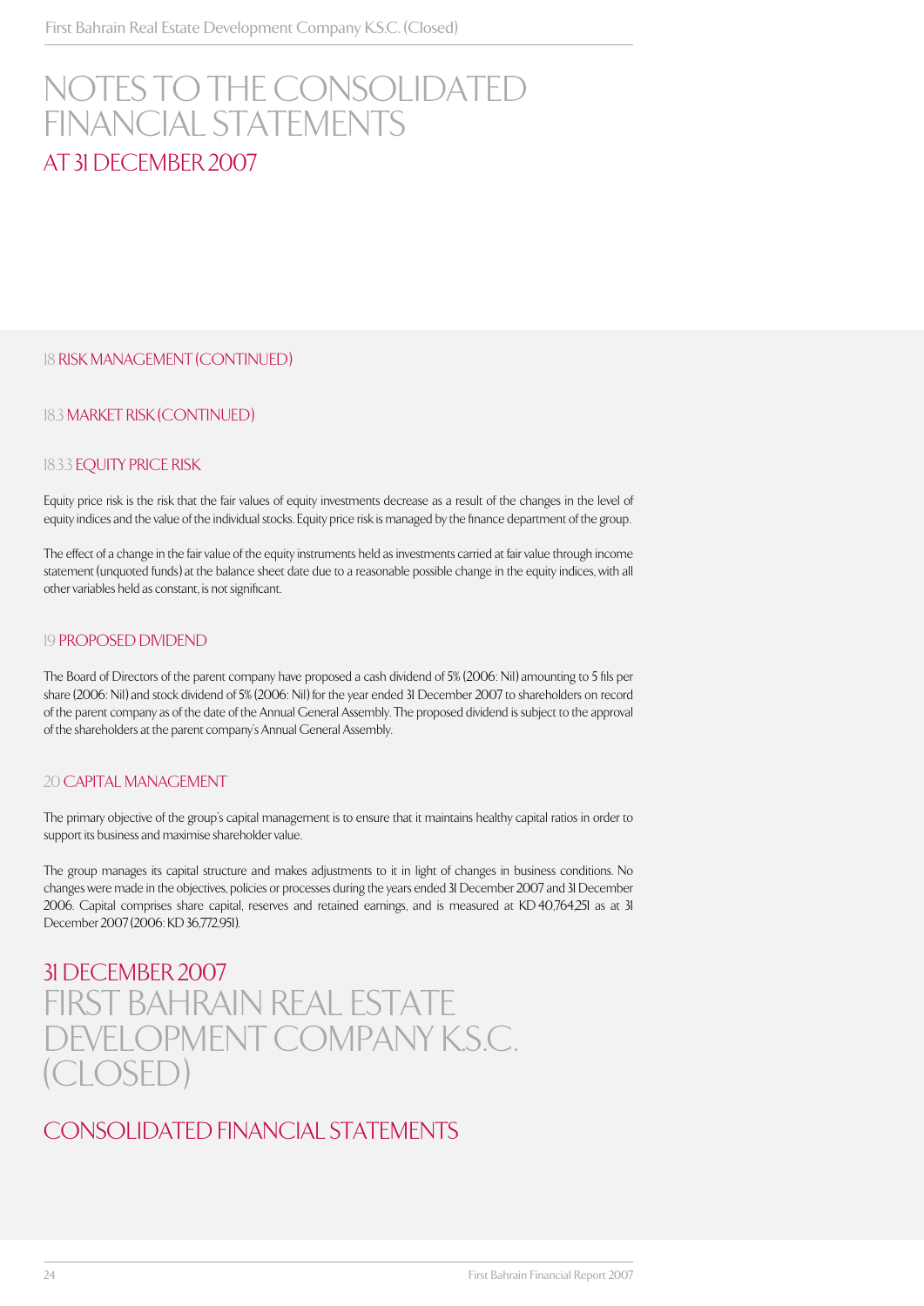# NOTES TO THE CONSOLIDATED FINANCIAL STATEMENTS

## AT 31 DECEMBER 2007

### 18 RISK MANAGEMENT (CONTINUED)

### 18.3 MARKET RISK (CONTINUED)

### 18.3.3 EQUITY PRICE RISK

Equity price risk is the risk that the fair values of equity investments decrease as a result of the changes in the level of equity indices and the value of the individual stocks. Equity price risk is managed by the finance department of the group.

The effect of a change in the fair value of the equity instruments held as investments carried at fair value through income statement (unquoted funds) at the balance sheet date due to a reasonable possible change in the equity indices, with all other variables held as constant, is not significant.

### 19 PROPOSED DIVIDEND

The Board of Directors of the parent company have proposed a cash dividend of 5% (2006: Nil) amounting to 5 fils per share (2006: Nil) and stock dividend of 5% (2006: Nil) for the year ended 31 December 2007 to shareholders on record of the parent company as of the date of the Annual General Assembly. The proposed dividend is subject to the approval of the shareholders at the parent company's Annual General Assembly.

### 20 CAPITAL MANAGEMENT

The primary objective of the group's capital management is to ensure that it maintains healthy capital ratios in order to support its business and maximise shareholder value.

The group manages its capital structure and makes adjustments to it in light of changes in business conditions. No changes were made in the objectives, policies or processes during the years ended 31 December 2007 and 31 December 2006. Capital comprises share capital, reserves and retained earnings, and is measured at KD 40,764,251 as at 31 December 2007 (2006: KD 36,772,951).

## 31 DECEMBER 2007

# FIRST BAHRAIN REAL ESTATE DEVELOPMENT COMPANY K.S.C. (CLOSED)

## CONSOLIDATED FINANCIAL STATEMENTS